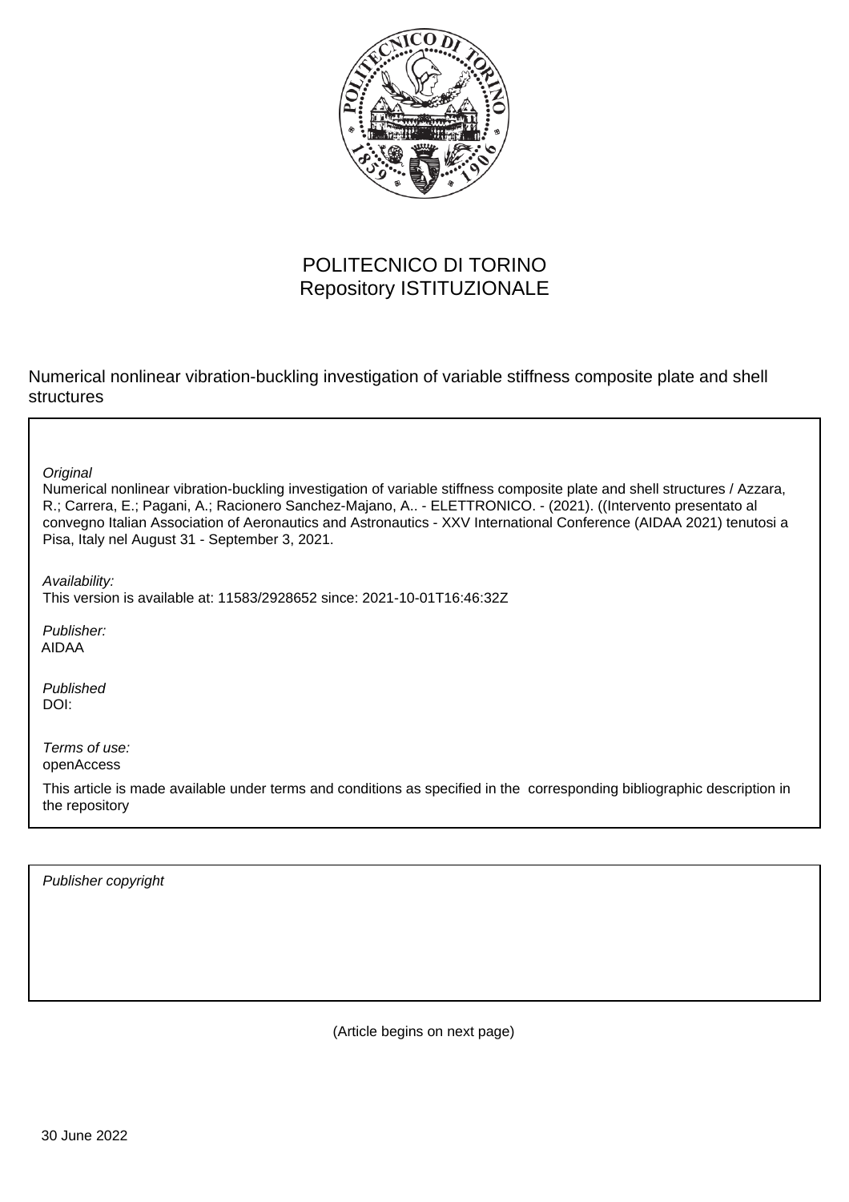POLITECNICO DI TORINO
Repository ISTITUZIONALE

Numerical nonlinear vibration-buckling investigation of variable stiffness composite plate and shell structures

*Original*

Numerical nonlinear vibration-buckling investigation of variable stiffness composite plate and shell structures / Azzara, R.; Carrera, E.; Pagani, A.; Racionero Sanchez-Majano, A.. - ELETTRONICO. - (2021). ((Intervento presentato al convegno Italian Association of Aeronautics and Astronautics - XXV International Conference (AIDAA 2021) tenutosi a Pisa, Italy nel August 31 - September 3, 2021.

*Availability:*

This version is available at: 11583/2928652 since: 2021-10-01T16:46:32Z

*Publisher:*

AIDAA

*Published*

DOI:

*Terms of use:*

openAccess

This article is made available under terms and conditions as specified in the corresponding bibliographic description in the repository

*Publisher copyright*

(Article begins on next page)

30 June 2022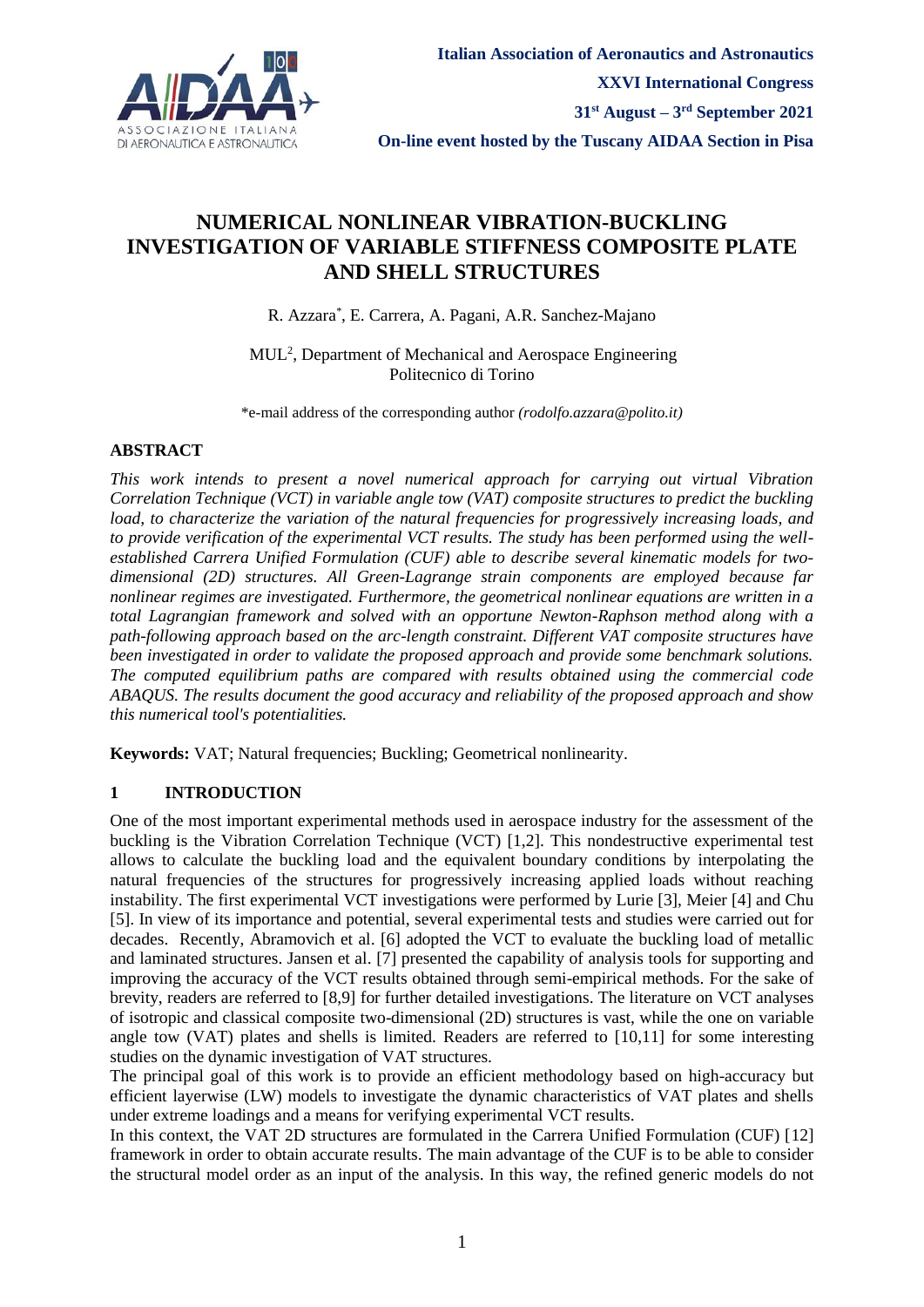# NUMERICAL NONLINEAR VIBRATION-BUCKLING INVESTIGATION OF VARIABLE STIFFNESS COMPOSITE PLATE AND SHELL STRUCTURES

R. Azzara*, E. Carrera, A. Pagani, A.R. Sanchez-Majano

MUL[2], Department of Mechanical and Aerospace Engineering
Politecnico di Torino

*e-mail address of the corresponding author *(rodolfo.azzara@polito.it)*

## ABSTRACT

*This work intends to present a novel numerical approach for carrying out virtual Vibration Correlation Technique (VCT) in variable angle tow (VAT) composite structures to predict the buckling load, to characterize the variation of the natural frequencies for progressively increasing loads, and to provide verification of the experimental VCT results. The study has been performed using the well-established Carrera Unified Formulation (CUF) able to describe several kinematic models for two-dimensional (2D) structures. All Green-Lagrange strain components are employed because far nonlinear regimes are investigated. Furthermore, the geometrical nonlinear equations are written in a total Lagrangian framework and solved with an opportune Newton-Raphson method along with a path-following approach based on the arc-length constraint. Different VAT composite structures have been investigated in order to validate the proposed approach and provide some benchmark solutions. The computed equilibrium paths are compared with results obtained using the commercial code ABAQUS. The results document the good accuracy and reliability of the proposed approach and show this numerical tool's potentialities.*

**Keywords:** VAT; Natural frequencies; Buckling; Geometrical nonlinearity.

## 1 INTRODUCTION

One of the most important experimental methods used in aerospace industry for the assessment of the buckling is the Vibration Correlation Technique (VCT) [1,2]. This nondestructive experimental test allows to calculate the buckling load and the equivalent boundary conditions by interpolating the natural frequencies of the structures for progressively increasing applied loads without reaching instability. The first experimental VCT investigations were performed by Lurie [3], Meier [4] and Chu [5]. In view of its importance and potential, several experimental tests and studies were carried out for decades. Recently, Abramovich et al. [6] adopted the VCT to evaluate the buckling load of metallic and laminated structures. Jansen et al. [7] presented the capability of analysis tools for supporting and improving the accuracy of the VCT results obtained through semi-empirical methods. For the sake of brevity, readers are referred to [8,9] for further detailed investigations. The literature on VCT analyses of isotropic and classical composite two-dimensional (2D) structures is vast, while the one on variable angle tow (VAT) plates and shells is limited. Readers are referred to [10,11] for some interesting studies on the dynamic investigation of VAT structures.

The principal goal of this work is to provide an efficient methodology based on high-accuracy but efficient layerwise (LW) models to investigate the dynamic characteristics of VAT plates and shells under extreme loadings and a means for verifying experimental VCT results.

In this context, the VAT 2D structures are formulated in the Carrera Unified Formulation (CUF) [12] framework in order to obtain accurate results. The main advantage of the CUF is to be able to consider the structural model order as an input of the analysis. In this way, the refined generic models do not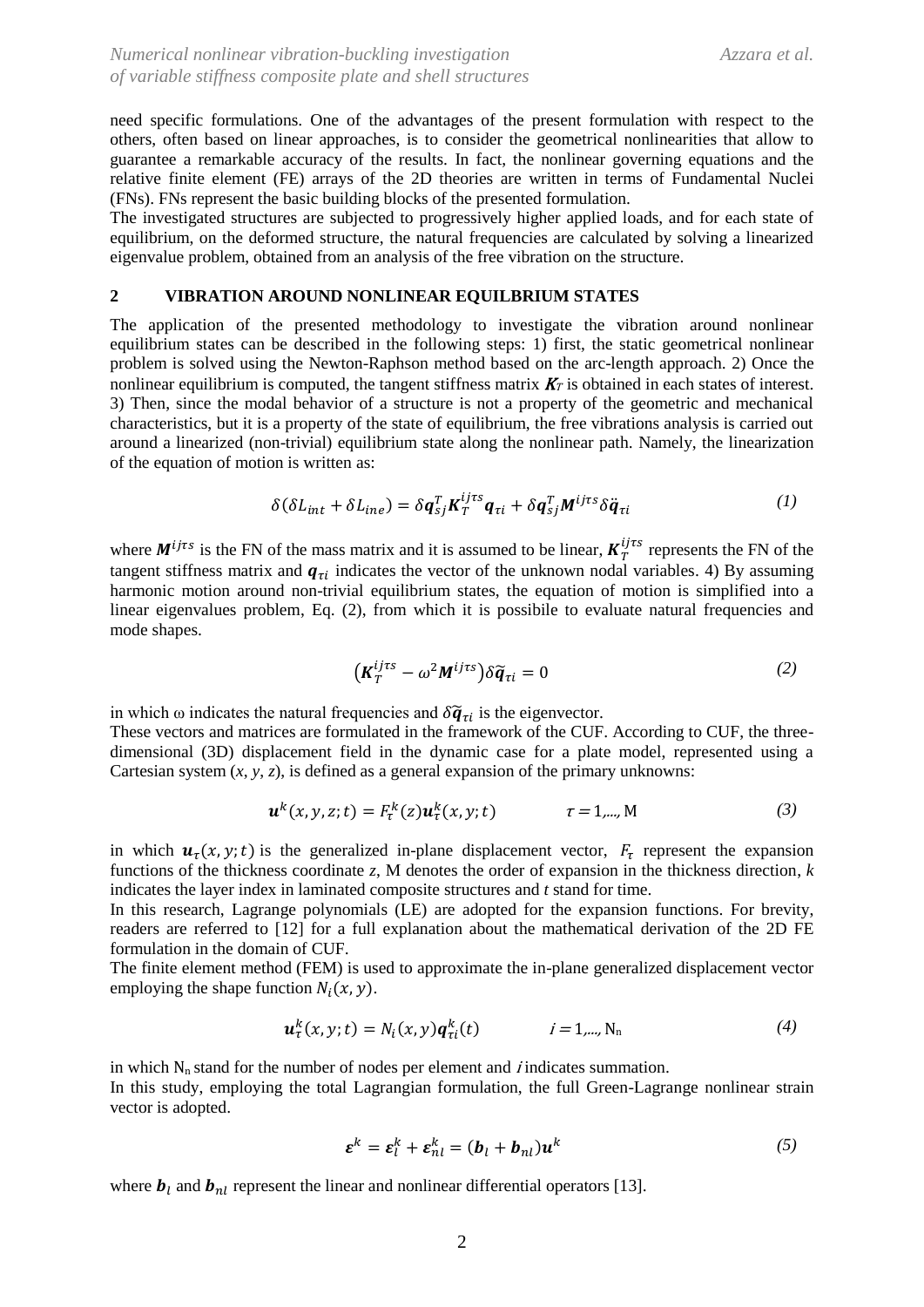need specific formulations. One of the advantages of the present formulation with respect to the others, often based on linear approaches, is to consider the geometrical nonlinearities that allow to guarantee a remarkable accuracy of the results. In fact, the nonlinear governing equations and the relative finite element (FE) arrays of the 2D theories are written in terms of Fundamental Nuclei (FNs). FNs represent the basic building blocks of the presented formulation.
The investigated structures are subjected to progressively higher applied loads, and for each state of equilibrium, on the deformed structure, the natural frequencies are calculated by solving a linearized eigenvalue problem, obtained from an analysis of the free vibration on the structure.

## 2 VIBRATION AROUND NONLINEAR EQUILBRIUM STATES

The application of the presented methodology to investigate the vibration around nonlinear equilibrium states can be described in the following steps: 1) first, the static geometrical nonlinear problem is solved using the Newton-Raphson method based on the arc-length approach. 2) Once the nonlinear equilibrium is computed, the tangent stiffness matrix $\boldsymbol{K}_T$ is obtained in each states of interest. 3) Then, since the modal behavior of a structure is not a property of the geometric and mechanical characteristics, but it is a property of the state of equilibrium, the free vibrations analysis is carried out around a linearized (non-trivial) equilibrium state along the nonlinear path. Namely, the linearization of the equation of motion is written as:

$$\delta(\delta L_{int} + \delta L_{ine}) = \delta \boldsymbol{q}_{sj}^T \boldsymbol{K}_T^{ij\tau s} \boldsymbol{q}_{\tau i} + \delta \boldsymbol{q}_{sj}^T \boldsymbol{M}^{ij\tau s} \delta \ddot{\boldsymbol{q}}_{\tau i} \tag{1}$$

where $\boldsymbol{M}^{ij\tau s}$ is the FN of the mass matrix and it is assumed to be linear, $\boldsymbol{K}_T^{ij\tau s}$ represents the FN of the tangent stiffness matrix and $\boldsymbol{q}_{\tau i}$ indicates the vector of the unknown nodal variables. 4) By assuming harmonic motion around non-trivial equilibrium states, the equation of motion is simplified into a linear eigenvalues problem, Eq. (2), from which it is possibile to evaluate natural frequencies and mode shapes.

$$\left(\boldsymbol{K}_T^{ij\tau s} - \omega^2 \boldsymbol{M}^{ij\tau s}\right) \delta \tilde{\boldsymbol{q}}_{\tau i} = 0 \tag{2}$$

in which ω indicates the natural frequencies and $\delta \tilde{\boldsymbol{q}}_{\tau i}$ is the eigenvector.
These vectors and matrices are formulated in the framework of the CUF. According to CUF, the three-dimensional (3D) displacement field in the dynamic case for a plate model, represented using a Cartesian system (*x*, *y*, *z*), is defined as a general expansion of the primary unknowns:

$$\boldsymbol{u}^k(x, y, z; t) = F_\tau^k(z) \boldsymbol{u}_\tau^k(x, y; t) \qquad \tau = 1, \ldots, \mathrm{M} \tag{3}$$

in which $\boldsymbol{u}_\tau(x, y; t)$ is the generalized in-plane displacement vector, $F_\tau$ represent the expansion functions of the thickness coordinate *z*, M denotes the order of expansion in the thickness direction, *k* indicates the layer index in laminated composite structures and *t* stand for time.
In this research, Lagrange polynomials (LE) are adopted for the expansion functions. For brevity, readers are referred to [12] for a full explanation about the mathematical derivation of the 2D FE formulation in the domain of CUF.
The finite element method (FEM) is used to approximate the in-plane generalized displacement vector employing the shape function $N_i(x, y)$.

$$\boldsymbol{u}_\tau^k(x, y; t) = N_i(x, y) \boldsymbol{q}_{\tau i}^k(t) \qquad i = 1, \ldots, \mathrm{N_n} \tag{4}$$

in which $\mathrm{N_n}$ stand for the number of nodes per element and $i$ indicates summation.
In this study, employing the total Lagrangian formulation, the full Green-Lagrange nonlinear strain vector is adopted.

$$\boldsymbol{\varepsilon}^k = \boldsymbol{\varepsilon}_l^k + \boldsymbol{\varepsilon}_{nl}^k = (\boldsymbol{b}_l + \boldsymbol{b}_{nl}) \boldsymbol{u}^k \tag{5}$$

where $\boldsymbol{b}_l$ and $\boldsymbol{b}_{nl}$ represent the linear and nonlinear differential operators [13].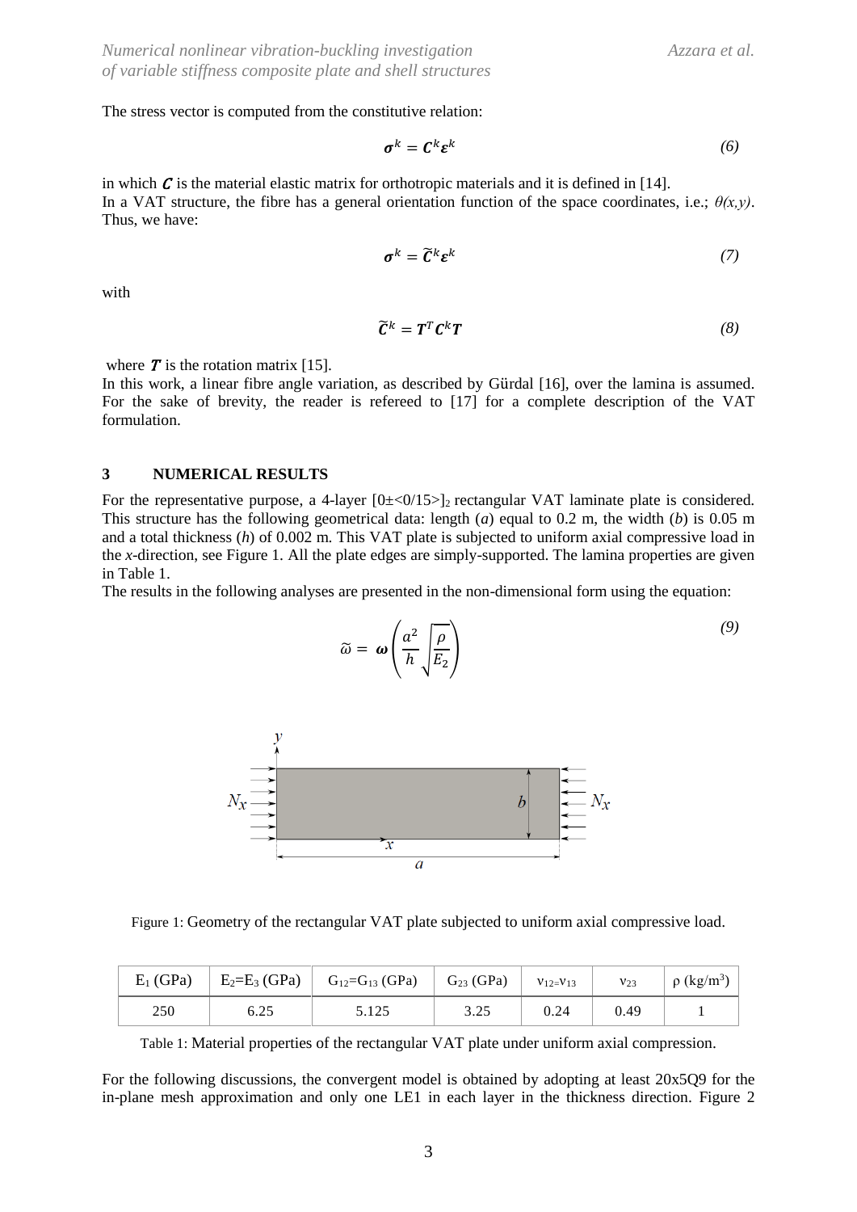The stress vector is computed from the constitutive relation:

$$\boldsymbol{\sigma}^k = \boldsymbol{C}^k \boldsymbol{\varepsilon}^k \tag{6}$$

in which $\boldsymbol{C}$ is the material elastic matrix for orthotropic materials and it is defined in [14].
In a VAT structure, the fibre has a general orientation function of the space coordinates, i.e.; $\theta(x,y)$. Thus, we have:

$$\boldsymbol{\sigma}^k = \widetilde{\boldsymbol{C}}^k \boldsymbol{\varepsilon}^k \tag{7}$$

with

$$\widetilde{\boldsymbol{C}}^k = \boldsymbol{T}^T \boldsymbol{C}^k \boldsymbol{T} \tag{8}$$

where $\boldsymbol{T}$ is the rotation matrix [15].
In this work, a linear fibre angle variation, as described by Gürdal [16], over the lamina is assumed. For the sake of brevity, the reader is refereed to [17] for a complete description of the VAT formulation.

## 3 NUMERICAL RESULTS

For the representative purpose, a 4-layer $[0\pm<0/15>]_2$ rectangular VAT laminate plate is considered. This structure has the following geometrical data: length ($a$) equal to 0.2 m, the width ($b$) is 0.05 m and a total thickness ($h$) of 0.002 m. This VAT plate is subjected to uniform axial compressive load in the $x$-direction, see Figure 1. All the plate edges are simply-supported. The lamina properties are given in Table 1.
The results in the following analyses are presented in the non-dimensional form using the equation:

$$\widetilde{\omega} = \boldsymbol{\omega}\left(\frac{a^2}{h}\sqrt{\frac{\rho}{E_2}}\right) \tag{9}$$

Figure 1: Geometry of the rectangular VAT plate subjected to uniform axial compressive load.

| $E_1$ (GPa) | $E_2$=$E_3$ (GPa) | $G_{12}$=$G_{13}$ (GPa) | $G_{23}$ (GPa) | $\nu_{12}$=$\nu_{13}$ | $\nu_{23}$ | $\rho$ (kg/m$^3$) |
|---|---|---|---|---|---|---|
| 250 | 6.25 | 5.125 | 3.25 | 0.24 | 0.49 | 1 |

Table 1: Material properties of the rectangular VAT plate under uniform axial compression.

For the following discussions, the convergent model is obtained by adopting at least 20x5Q9 for the in-plane mesh approximation and only one LE1 in each layer in the thickness direction. Figure 2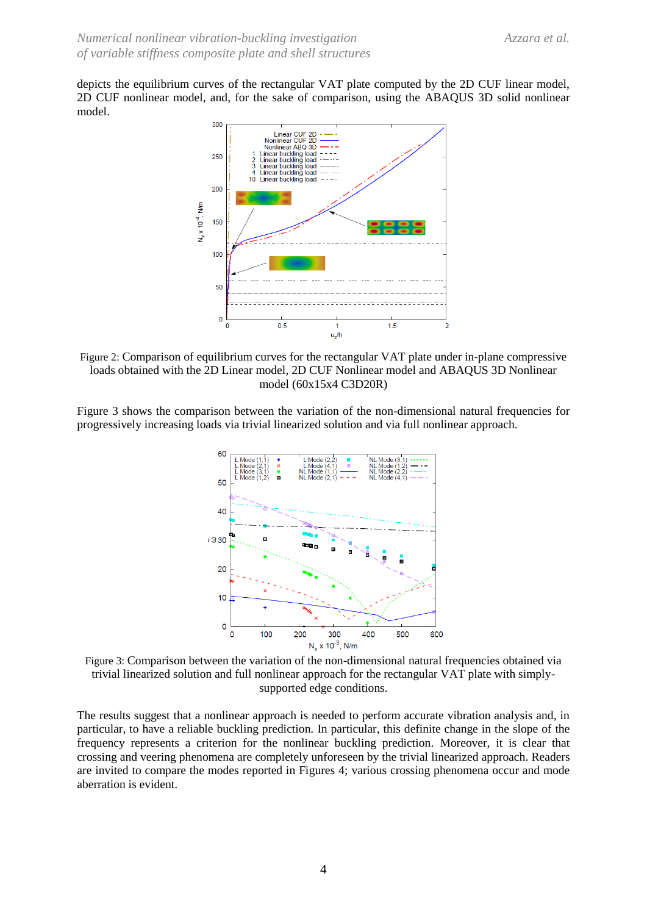depicts the equilibrium curves of the rectangular VAT plate computed by the 2D CUF linear model, 2D CUF nonlinear model, and, for the sake of comparison, using the ABAQUS 3D solid nonlinear model.

Figure 2: Comparison of equilibrium curves for the rectangular VAT plate under in-plane compressive loads obtained with the 2D Linear model, 2D CUF Nonlinear model and ABAQUS 3D Nonlinear model (60x15x4 C3D20R)

Figure 3 shows the comparison between the variation of the non-dimensional natural frequencies for progressively increasing loads via trivial linearized solution and via full nonlinear approach.

Figure 3: Comparison between the variation of the non-dimensional natural frequencies obtained via trivial linearized solution and full nonlinear approach for the rectangular VAT plate with simply-supported edge conditions.

The results suggest that a nonlinear approach is needed to perform accurate vibration analysis and, in particular, to have a reliable buckling prediction. In particular, this definite change in the slope of the frequency represents a criterion for the nonlinear buckling prediction. Moreover, it is clear that crossing and veering phenomena are completely unforeseen by the trivial linearized approach. Readers are invited to compare the modes reported in Figures 4; various crossing phenomena occur and mode aberration is evident.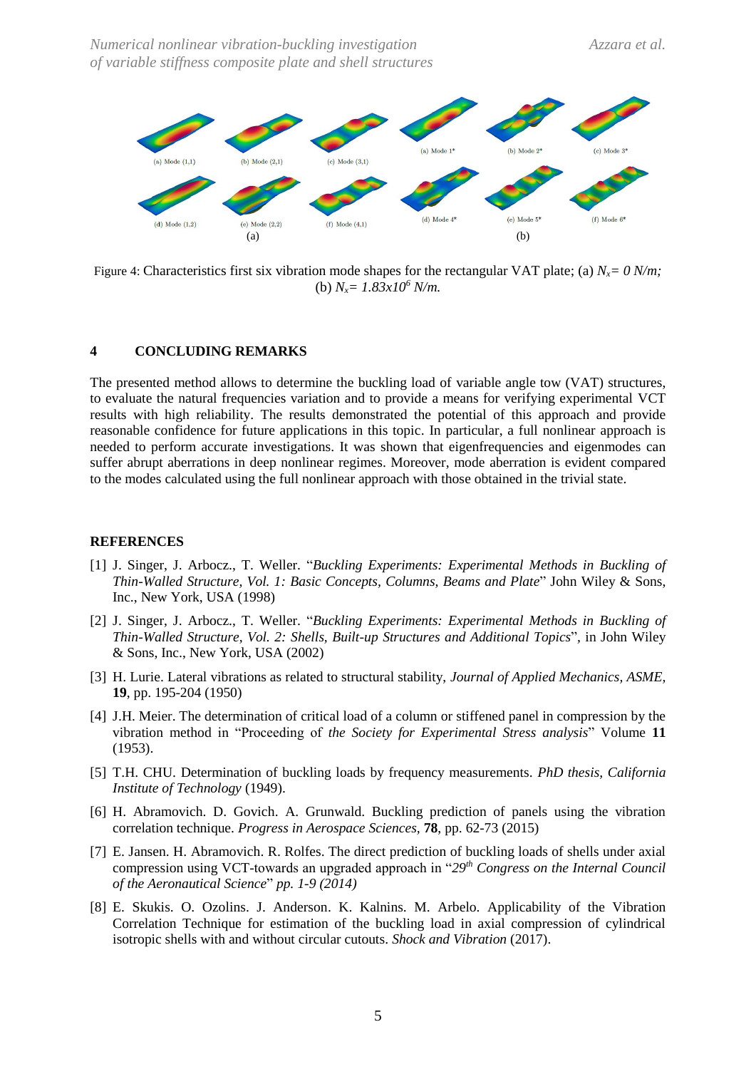Figure 4: Characteristics first six vibration mode shapes for the rectangular VAT plate; (a) $N_x = 0$ *N/m;* (b) $N_x = 1.83x10^6$ *N/m.*

## 4 CONCLUDING REMARKS

The presented method allows to determine the buckling load of variable angle tow (VAT) structures, to evaluate the natural frequencies variation and to provide a means for verifying experimental VCT results with high reliability. The results demonstrated the potential of this approach and provide reasonable confidence for future applications in this topic. In particular, a full nonlinear approach is needed to perform accurate investigations. It was shown that eigenfrequencies and eigenmodes can suffer abrupt aberrations in deep nonlinear regimes. Moreover, mode aberration is evident compared to the modes calculated using the full nonlinear approach with those obtained in the trivial state.

## REFERENCES

[1] J. Singer, J. Arbocz., T. Weller. "*Buckling Experiments: Experimental Methods in Buckling of Thin-Walled Structure, Vol. 1: Basic Concepts, Columns, Beams and Plate*" John Wiley & Sons, Inc., New York, USA (1998)

[2] J. Singer, J. Arbocz., T. Weller. "*Buckling Experiments: Experimental Methods in Buckling of Thin-Walled Structure, Vol. 2: Shells, Built-up Structures and Additional Topics*", in John Wiley & Sons, Inc., New York, USA (2002)

[3] H. Lurie. Lateral vibrations as related to structural stability, *Journal of Applied Mechanics, ASME,* **19**, pp. 195-204 (1950)

[4] J.H. Meier. The determination of critical load of a column or stiffened panel in compression by the vibration method in "Proceeding of *the Society for Experimental Stress analysis*" Volume **11** (1953).

[5] T.H. CHU. Determination of buckling loads by frequency measurements. *PhD thesis, California Institute of Technology* (1949).

[6] H. Abramovich. D. Govich. A. Grunwald. Buckling prediction of panels using the vibration correlation technique. *Progress in Aerospace Sciences*, **78**, pp. 62-73 (2015)

[7] E. Jansen. H. Abramovich. R. Rolfes. The direct prediction of buckling loads of shells under axial compression using VCT-towards an upgraded approach in "*29th Congress on the Internal Council of the Aeronautical Science*" *pp. 1-9 (2014)*

[8] E. Skukis. O. Ozolins. J. Anderson. K. Kalnins. M. Arbelo. Applicability of the Vibration Correlation Technique for estimation of the buckling load in axial compression of cylindrical isotropic shells with and without circular cutouts. *Shock and Vibration* (2017).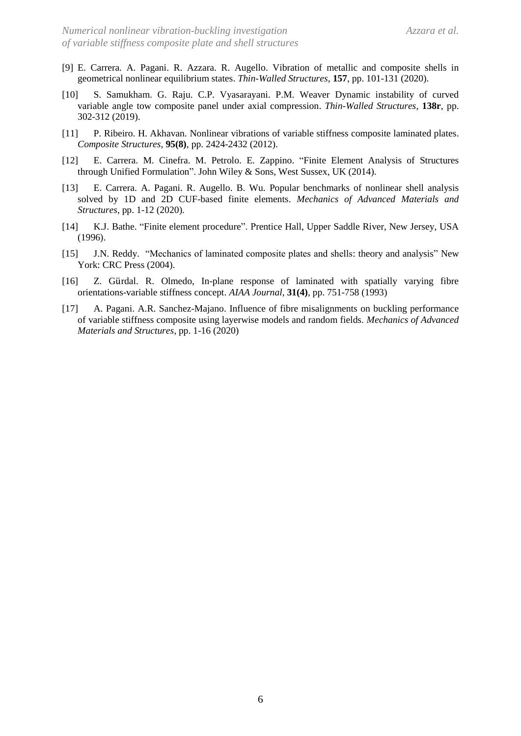[9] E. Carrera. A. Pagani. R. Azzara. R. Augello. Vibration of metallic and composite shells in geometrical nonlinear equilibrium states. *Thin-Walled Structures*, **157**, pp. 101-131 (2020).

[10] S. Samukham. G. Raju. C.P. Vyasarayani. P.M. Weaver Dynamic instability of curved variable angle tow composite panel under axial compression. *Thin-Walled Structures*, **138r**, pp. 302-312 (2019).

[11] P. Ribeiro. H. Akhavan. Nonlinear vibrations of variable stiffness composite laminated plates. *Composite Structures*, **95(8)**, pp. 2424-2432 (2012).

[12] E. Carrera. M. Cinefra. M. Petrolo. E. Zappino. "Finite Element Analysis of Structures through Unified Formulation". John Wiley & Sons, West Sussex, UK (2014).

[13] E. Carrera. A. Pagani. R. Augello. B. Wu. Popular benchmarks of nonlinear shell analysis solved by 1D and 2D CUF-based finite elements. *Mechanics of Advanced Materials and Structures*, pp. 1-12 (2020).

[14] K.J. Bathe. "Finite element procedure". Prentice Hall, Upper Saddle River, New Jersey, USA (1996).

[15] J.N. Reddy. "Mechanics of laminated composite plates and shells: theory and analysis" New York: CRC Press (2004).

[16] Z. Gürdal. R. Olmedo, In-plane response of laminated with spatially varying fibre orientations-variable stiffness concept. *AIAA Journal*, **31(4)**, pp. 751-758 (1993)

[17] A. Pagani. A.R. Sanchez-Majano. Influence of fibre misalignments on buckling performance of variable stiffness composite using layerwise models and random fields. *Mechanics of Advanced Materials and Structures*, pp. 1-16 (2020)